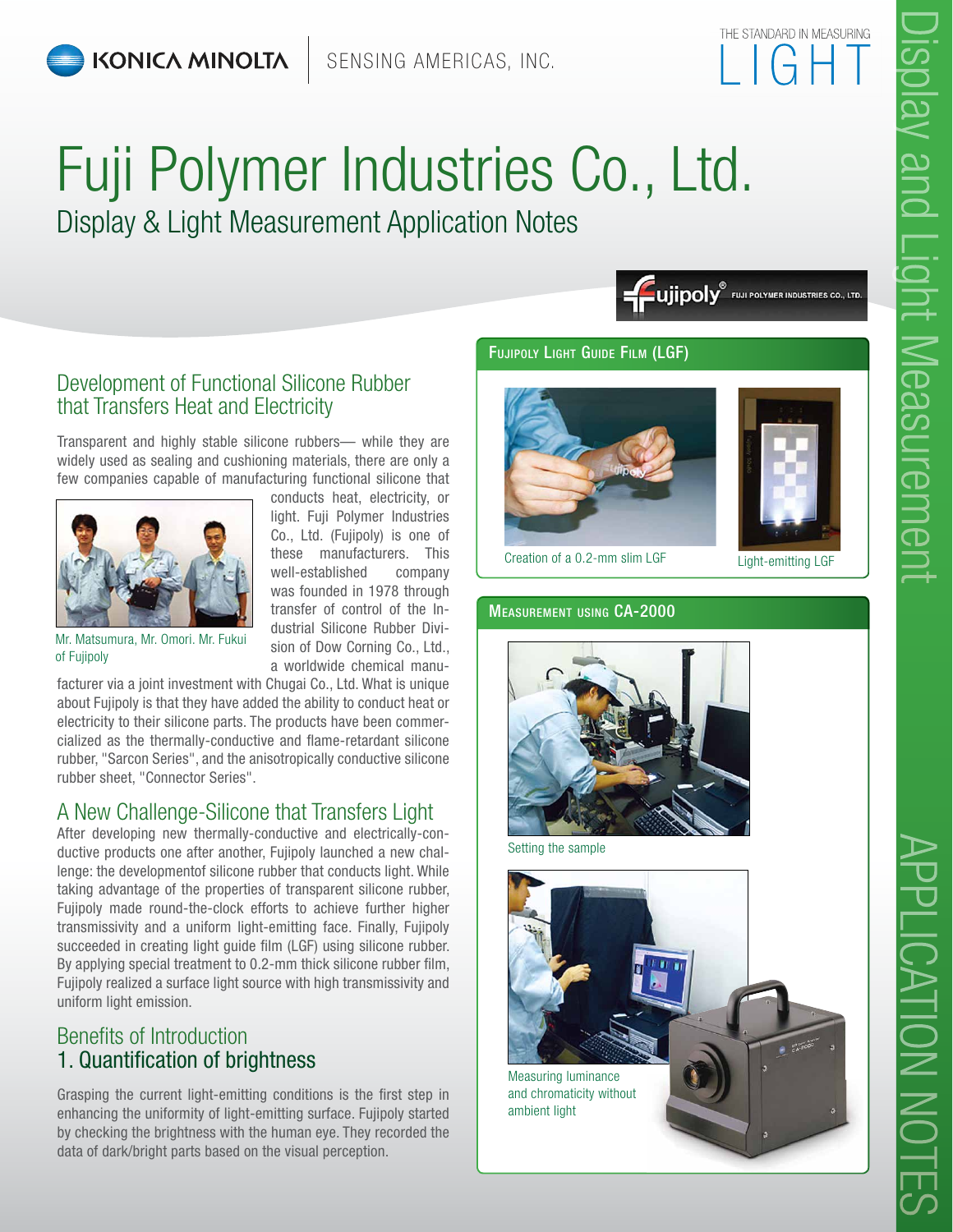# Fuji Polymer Industries Co., Ltd.

## Display & Light Measurement Application Notes

### Development of Functional Silicone Rubber that Transfers Heat and Electricity

Transparent and highly stable silicone rubbers— while they are widely used as sealing and cushioning materials, there are only a few companies capable of manufacturing functional silicone that conducts heat, electricity, or light. Fuji Polymer Industries Co., Ltd. (Fujipoly) is one of these manufacturers. This well-established company was founded in 1978 through transfer of control of the Industrial Silicone Rubber Division of Dow Corning Co., Ltd., a worldwide chemical manufacturer via a joint investment with Chugai Co., Ltd. What is unique about Fujipoly is that they have added the ability to conduct heat or electricity to their silicone parts. The products have been commercialized as the thermally-conductive and flame-retardant silicone rubber, "Sarcon Series", and the anisotropically conductive silicone rubber sheet, "Connector Series".

Mr. Matsumura, Mr. Omori. Mr. Fukui of Fujipoly

### A New Challenge-Silicone that Transfers Light

After developing new thermally-conductive and electrically-conductive products one after another, Fujipoly launched a new challenge: the developmentof silicone rubber that conducts light. While taking advantage of the properties of transparent silicone rubber, Fujipoly made round-the-clock efforts to achieve further higher transmissivity and a uniform light-emitting face. Finally, Fujipoly succeeded in creating light guide film (LGF) using silicone rubber. By applying special treatment to 0.2-mm thick silicone rubber film, Fujipoly realized a surface light source with high transmissivity and uniform light emission.

### Benefits of Introduction

### 1. Quantification of brightness

Grasping the current light-emitting conditions is the first step in enhancing the uniformity of light-emitting surface. Fujipoly started by checking the brightness with the human eye. They recorded the data of dark/bright parts based on the visual perception.

#### Fujipoly Light Guide Film (LGF)

Creation of a 0.2-mm slim LGF

Light-emitting LGF

#### Measurement using CA-2000

Setting the sample

Measuring luminance and chromaticity without ambient light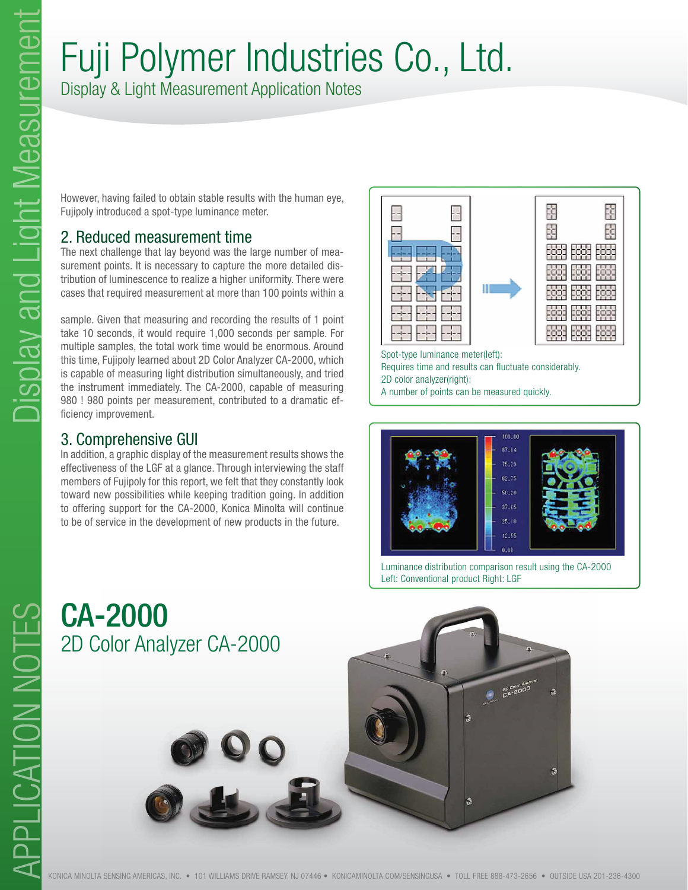However, having failed to obtain stable results with the human eye, Fujipoly introduced a spot-type luminance meter.

## 2. Reduced measurement time

The next challenge that lay beyond was the large number of measurement points. It is necessary to capture the more detailed distribution of luminescence to realize a higher uniformity. There were cases that required measurement at more than 100 points within a sample. Given that measuring and recording the results of 1 point take 10 seconds, it would require 1,000 seconds per sample. For multiple samples, the total work time would be enormous. Around this time, Fujipoly learned about 2D Color Analyzer CA-2000, which is capable of measuring light distribution simultaneously, and tried the instrument immediately. The CA-2000, capable of measuring 980 ! 980 points per measurement, contributed to a dramatic efficiency improvement.

## 3. Comprehensive GUI

In addition, a graphic display of the measurement results shows the effectiveness of the LGF at a glance. Through interviewing the staff members of Fujipoly for this report, we felt that they constantly look toward new possibilities while keeping tradition going. In addition to offering support for the CA-2000, Konica Minolta will continue to be of service in the development of new products in the future.

Spot-type luminance meter(left):
Requires time and results can fluctuate considerably.
2D color analyzer(right):
A number of points can be measured quickly.

100.00
87.84
75.29
62.75
50.20
37.65
25.10
12.55
0.00

Luminance distribution comparison result using the CA-2000
Left: Conventional product Right: LGF

# CA-2000

## 2D Color Analyzer CA-2000